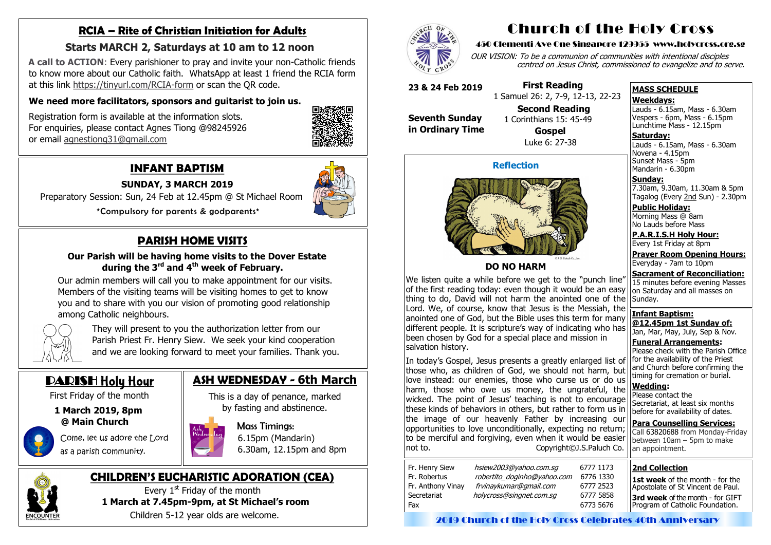# Church of the Holy Cross

450 Clementi Ave One Singapore 129955 www.holycross.org.sg

*OUR VISION: To be a communion of communities with intentional disciples centred on Jesus Christ, commissioned to evangelize and to serve.*

**23 & 24 Feb 2019**

**Seventh Sunday in Ordinary Time**

**First Reading**
1 Samuel 26: 2, 7-9, 12-13, 22-23

**Second Reading**
1 Corinthians 15: 45-49

**Gospel**
Luke 6: 27-38

## Reflection

### DO NO HARM

We listen quite a while before we get to the "punch line" of the first reading today: even though it would be an easy thing to do, David will not harm the anointed one of the Lord. We, of course, know that Jesus is the Messiah, the anointed one of God, but the Bible uses this term for many different people. It is scripture's way of indicating who has been chosen by God for a special place and mission in salvation history.

In today's Gospel, Jesus presents a greatly enlarged list of those who, as children of God, we should not harm, but love instead: our enemies, those who curse us or do us harm, those who owe us money, the ungrateful, the wicked. The point of Jesus' teaching is not to encourage these kinds of behaviors in others, but rather to form us in the image of our heavenly Father by increasing our opportunities to love unconditionally, expecting no return; to be merciful and forgiving, even when it would be easier not to. Copyright©J.S.Paluch Co.

| | | |
|---|---|---|
| Fr. Henry Siew | *hsiew2003@yahoo.com.sg* | 6777 1173 |
| Fr. Robertus | *robertito_doginho@yahoo.com* | 6776 1330 |
| Fr. Anthony Vinay | *frvinaykumar@gmail.com* | 6777 2523 |
| Secretariat | *holycross@singnet.com.sg* | 6777 5858 |
| Fax | | 6773 5676 |

## MASS SCHEDULE

**Weekdays:**
Lauds - 6.15am, Mass - 6.30am
Vespers - 6pm, Mass - 6.15pm
Lunchtime Mass - 12.15pm

**Saturday:**
Lauds - 6.15am, Mass - 6.30am
Novena - 4.15pm
Sunset Mass - 5pm
Mandarin - 6.30pm

**Sunday:**
7.30am, 9.30am, 11.30am & 5pm
Tagalog (Every 2nd Sun) - 2.30pm

**Public Holiday:**
Morning Mass @ 8am
No Lauds before Mass

**P.A.R.I.S.H Holy Hour:**
Every 1st Friday at 8pm

**Prayer Room Opening Hours:**
Everyday - 7am to 10pm

**Sacrament of Reconciliation:**
15 minutes before evening Masses on Saturday and all masses on Sunday.

**Infant Baptism:**
**@12.45pm 1st Sunday of:**
Jan, Mar, May, July, Sep & Nov.

**Funeral Arrangements:**
Please check with the Parish Office for the availability of the Priest and Church before confirming the timing for cremation or burial.

**Wedding:**
Please contact the Secretariat, at least six months before for availability of dates.

**Para Counselling Services:**
Call 63820688 from Monday-Friday between 10am – 5pm to make an appointment.

## 2nd Collection

**1st week** of the month - for the Apostolate of St Vincent de Paul.

**3rd week** of the month - for GIFT Program of Catholic Foundation.

2019 Church of the Holy Cross Celebrates 40th Anniversary

## RCIA – Rite of Christian Initiation for Adults

### Starts MARCH 2, Saturdays at 10 am to 12 noon

**A call to ACTION**: Every parishioner to pray and invite your non-Catholic friends to know more about our Catholic faith. WhatsApp at least 1 friend the RCIA form at this link https://tinyurl.com/RCIA-form or scan the QR code.

**We need more facilitators, sponsors and guitarist to join us.**

Registration form is available at the information slots.
For enquiries, please contact Agnes Tiong @98245926 or email agnestiong31@gmail.com

## INFANT BAPTISM

**SUNDAY, 3 MARCH 2019**

Preparatory Session: Sun, 24 Feb at 12.45pm @ St Michael Room

\*Compulsory for parents & godparents\*

## PARISH HOME VISITS

**Our Parish will be having home visits to the Dover Estate during the 3rd and 4th week of February.**

Our admin members will call you to make appointment for our visits. Members of the visiting teams will be visiting homes to get to know you and to share with you our vision of promoting good relationship among Catholic neighbours.

They will present to you the authorization letter from our Parish Priest Fr. Henry Siew. We seek your kind cooperation and we are looking forward to meet your families. Thank you.

## PARISH Holy Hour

First Friday of the month

**1 March 2019, 8pm @ Main Church**

Come, let us adore the Lord as a parish community.

## ASH WEDNESDAY - 6th March

This is a day of penance, marked by fasting and abstinence.

Mass Timings:
6.15pm (Mandarin)
6.30am, 12.15pm and 8pm

## CHILDREN'S EUCHARISTIC ADORATION (CEA)

Every 1st Friday of the month
**1 March at 7.45pm-9pm, at St Michael's room**
Children 5-12 year olds are welcome.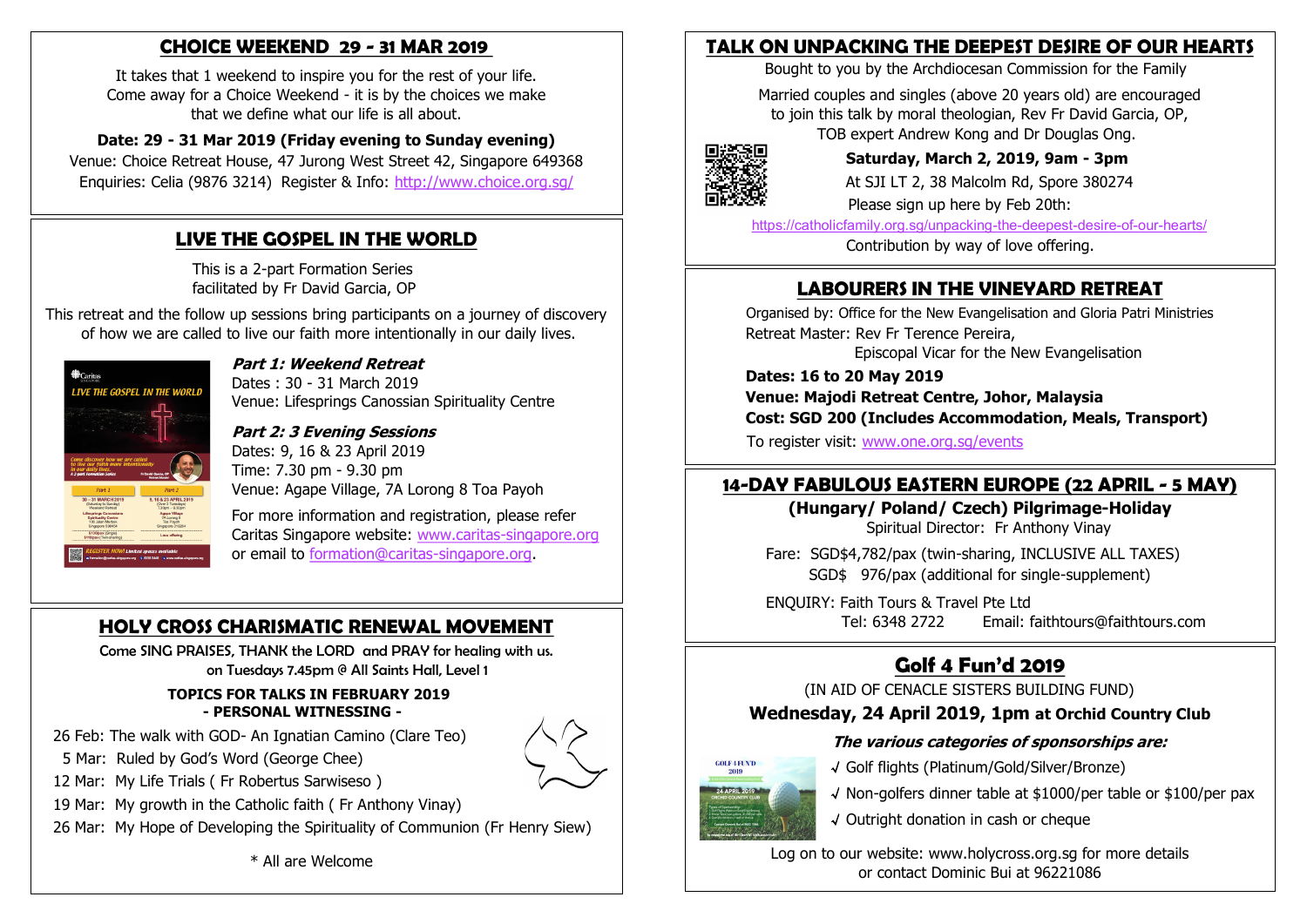## CHOICE WEEKEND 29 - 31 MAR 2019

It takes that 1 weekend to inspire you for the rest of your life.
Come away for a Choice Weekend - it is by the choices we make that we define what our life is all about.

**Date: 29 - 31 Mar 2019 (Friday evening to Sunday evening)**
Venue: Choice Retreat House, 47 Jurong West Street 42, Singapore 649368
Enquiries: Celia (9876 3214) Register & Info: http://www.choice.org.sg/

## LIVE THE GOSPEL IN THE WORLD

This is a 2-part Formation Series
facilitated by Fr David Garcia, OP

This retreat and the follow up sessions bring participants on a journey of discovery of how we are called to live our faith more intentionally in our daily lives.

***Part 1: Weekend Retreat***
Dates : 30 - 31 March 2019
Venue: Lifesprings Canossian Spirituality Centre

***Part 2: 3 Evening Sessions***
Dates: 9, 16 & 23 April 2019
Time: 7.30 pm - 9.30 pm
Venue: Agape Village, 7A Lorong 8 Toa Payoh

For more information and registration, please refer Caritas Singapore website: www.caritas-singapore.org or email to formation@caritas-singapore.org.

## HOLY CROSS CHARISMATIC RENEWAL MOVEMENT

Come SING PRAISES, THANK the LORD and PRAY for healing with us.
on Tuesdays 7.45pm @ All Saints Hall, Level 1

**TOPICS FOR TALKS IN FEBRUARY 2019**
**- PERSONAL WITNESSING -**

26 Feb: The walk with GOD- An Ignatian Camino (Clare Teo)
5 Mar: Ruled by God's Word (George Chee)
12 Mar: My Life Trials ( Fr Robertus Sarwiseso )
19 Mar: My growth in the Catholic faith ( Fr Anthony Vinay)
26 Mar: My Hope of Developing the Spirituality of Communion (Fr Henry Siew)

* All are Welcome

## TALK ON UNPACKING THE DEEPEST DESIRE OF OUR HEARTS

Bought to you by the Archdiocesan Commission for the Family

Married couples and singles (above 20 years old) are encouraged to join this talk by moral theologian, Rev Fr David Garcia, OP, TOB expert Andrew Kong and Dr Douglas Ong.

**Saturday, March 2, 2019, 9am - 3pm**
At SJI LT 2, 38 Malcolm Rd, Spore 380274
Please sign up here by Feb 20th:
https://catholicfamily.org.sg/unpacking-the-deepest-desire-of-our-hearts/
Contribution by way of love offering.

## LABOURERS IN THE VINEYARD RETREAT

Organised by: Office for the New Evangelisation and Gloria Patri Ministries
Retreat Master: Rev Fr Terence Pereira,
Episcopal Vicar for the New Evangelisation

**Dates: 16 to 20 May 2019**
**Venue: Majodi Retreat Centre, Johor, Malaysia**
**Cost: SGD 200 (Includes Accommodation, Meals, Transport)**
To register visit: www.one.org.sg/events

## 14-DAY FABULOUS EASTERN EUROPE (22 APRIL - 5 MAY)

**(Hungary/ Poland/ Czech) Pilgrimage-Holiday**
Spiritual Director: Fr Anthony Vinay

Fare: SGD$4,782/pax (twin-sharing, INCLUSIVE ALL TAXES)
SGD$ 976/pax (additional for single-supplement)

ENQUIRY: Faith Tours & Travel Pte Ltd
Tel: 6348 2722 Email: faithtours@faithtours.com

## Golf 4 Fun'd 2019

(IN AID OF CENACLE SISTERS BUILDING FUND)
**Wednesday, 24 April 2019, 1pm at Orchid Country Club**

***The various categories of sponsorships are:***

√ Golf flights (Platinum/Gold/Silver/Bronze)
√ Non-golfers dinner table at $1000/per table or $100/per pax
√ Outright donation in cash or cheque

Log on to our website: www.holycross.org.sg for more details or contact Dominic Bui at 96221086